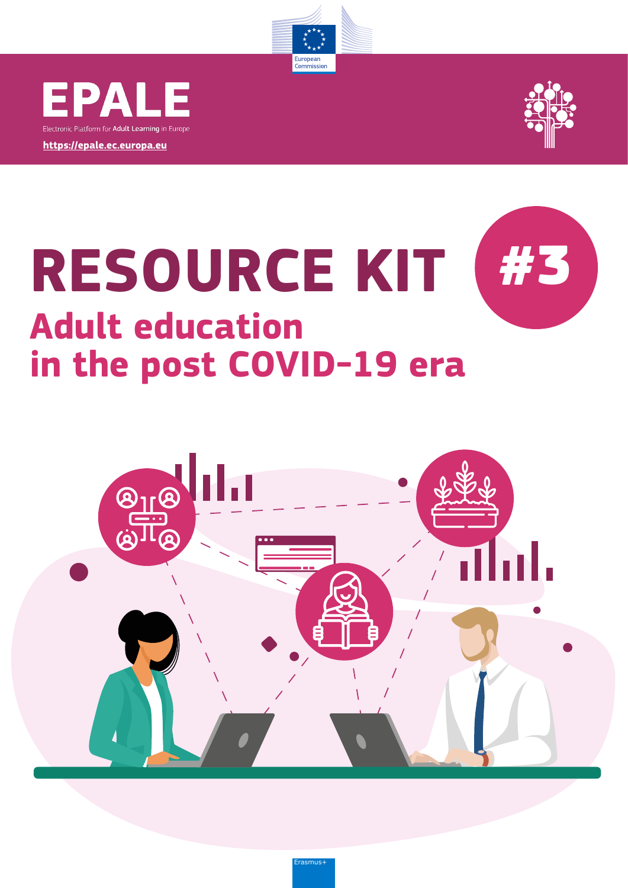European Commission

# EPALE

Electronic Platform for Adult Learning in Europe

https://epale.ec.europa.eu

# RESOURCE KIT #3

## Adult education in the post COVID-19 era

Erasmus+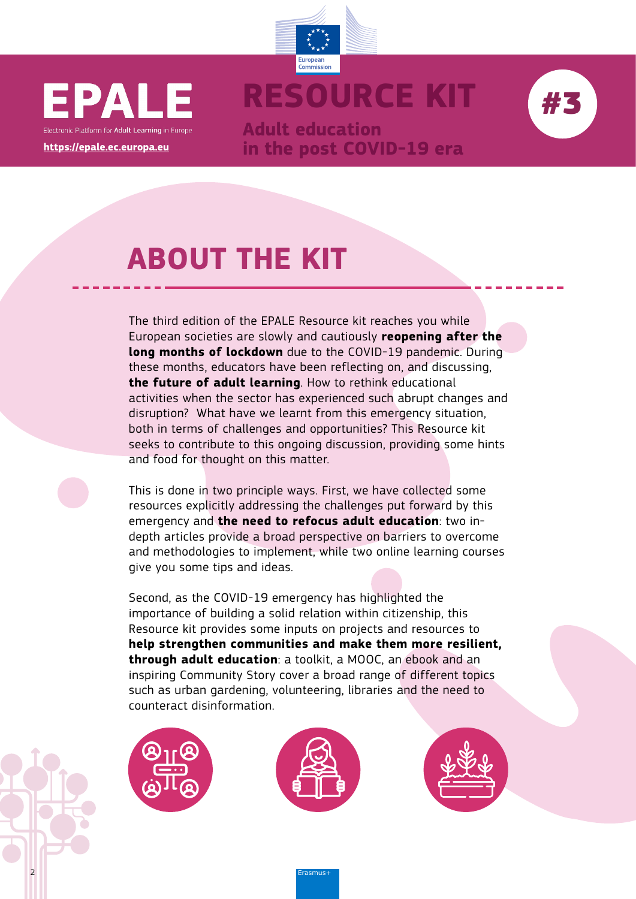EPALE

Electronic Platform for Adult Learning in Europe

https://epale.ec.europa.eu

# RESOURCE KIT

**Adult education in the post COVID-19 era**

**#3**

## ABOUT THE KIT

The third edition of the EPALE Resource kit reaches you while European societies are slowly and cautiously **reopening after the long months of lockdown** due to the COVID-19 pandemic. During these months, educators have been reflecting on, and discussing, **the future of adult learning**. How to rethink educational activities when the sector has experienced such abrupt changes and disruption? What have we learnt from this emergency situation, both in terms of challenges and opportunities? This Resource kit seeks to contribute to this ongoing discussion, providing some hints and food for thought on this matter.

This is done in two principle ways. First, we have collected some resources explicitly addressing the challenges put forward by this emergency and **the need to refocus adult education**: two in-depth articles provide a broad perspective on barriers to overcome and methodologies to implement, while two online learning courses give you some tips and ideas.

Second, as the COVID-19 emergency has highlighted the importance of building a solid relation within citizenship, this Resource kit provides some inputs on projects and resources to **help strengthen communities and make them more resilient, through adult education**: a toolkit, a MOOC, an ebook and an inspiring Community Story cover a broad range of different topics such as urban gardening, volunteering, libraries and the need to counteract disinformation.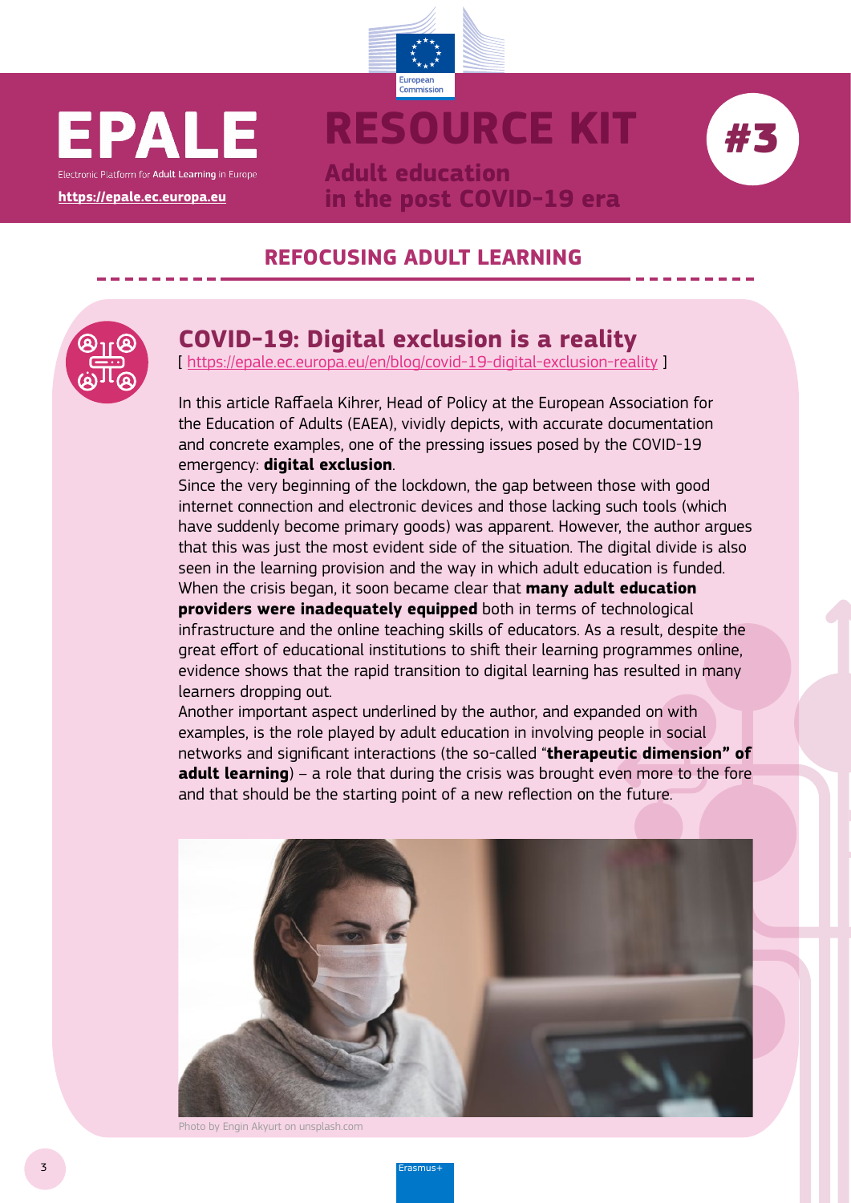## REFOCUSING ADULT LEARNING

### COVID-19: Digital exclusion is a reality

[ https://epale.ec.europa.eu/en/blog/covid-19-digital-exclusion-reality ]

In this article Raffaela Kihrer, Head of Policy at the European Association for the Education of Adults (EAEA), vividly depicts, with accurate documentation and concrete examples, one of the pressing issues posed by the COVID-19 emergency: **digital exclusion**.

Since the very beginning of the lockdown, the gap between those with good internet connection and electronic devices and those lacking such tools (which have suddenly become primary goods) was apparent. However, the author argues that this was just the most evident side of the situation. The digital divide is also seen in the learning provision and the way in which adult education is funded. When the crisis began, it soon became clear that **many adult education providers were inadequately equipped** both in terms of technological infrastructure and the online teaching skills of educators. As a result, despite the great effort of educational institutions to shift their learning programmes online, evidence shows that the rapid transition to digital learning has resulted in many learners dropping out.

Another important aspect underlined by the author, and expanded on with examples, is the role played by adult education in involving people in social networks and significant interactions (the so-called "**therapeutic dimension" of adult learning**) – a role that during the crisis was brought even more to the fore and that should be the starting point of a new reflection on the future.

Photo by Engin Akyurt on unsplash.com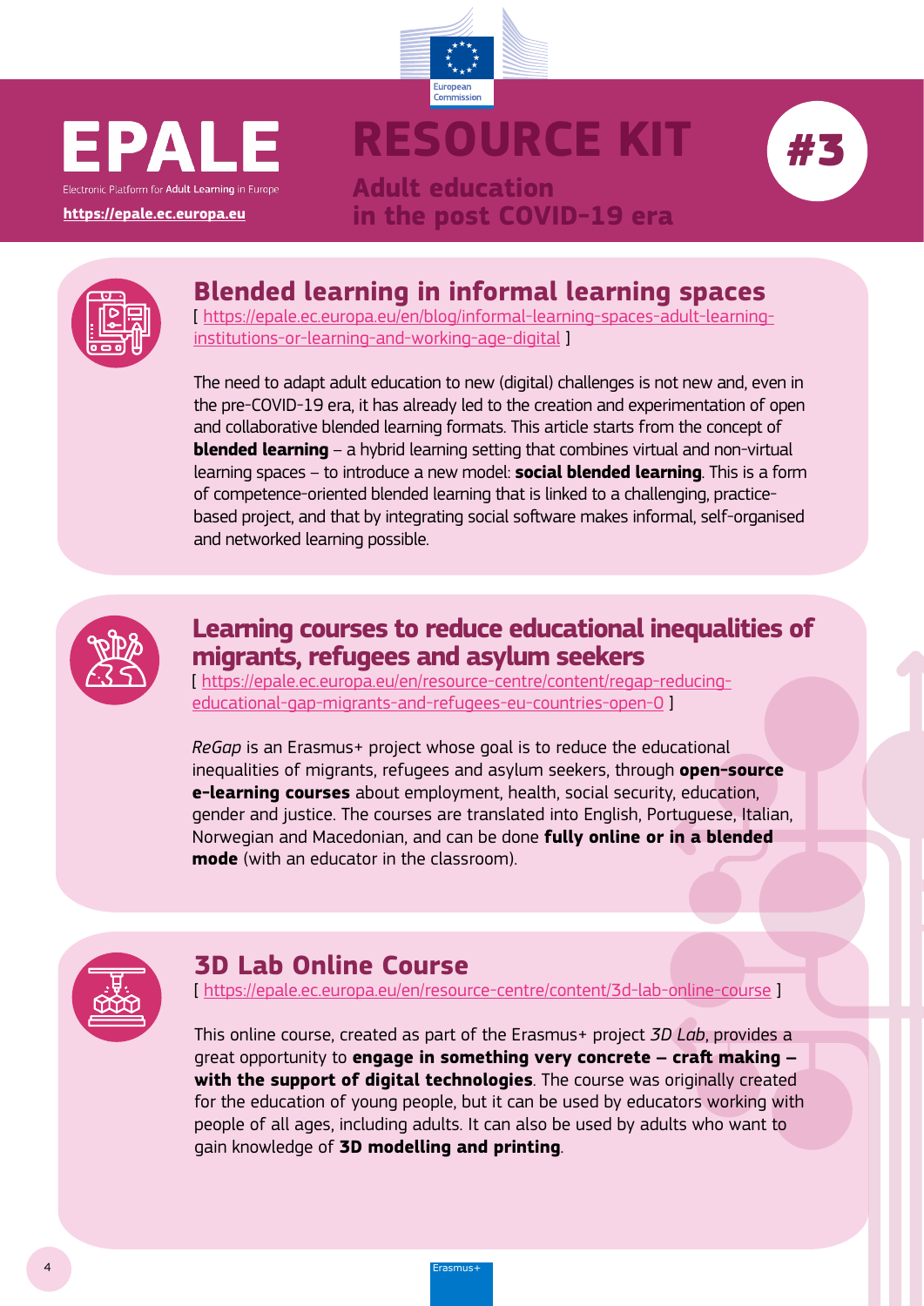# EPALE

Electronic Platform for Adult Learning in Europe

https://epale.ec.europa.eu

# RESOURCE KIT #3

## Adult education in the post COVID-19 era

## Blended learning in informal learning spaces

[ https://epale.ec.europa.eu/en/blog/informal-learning-spaces-adult-learning-institutions-or-learning-and-working-age-digital ]

The need to adapt adult education to new (digital) challenges is not new and, even in the pre-COVID-19 era, it has already led to the creation and experimentation of open and collaborative blended learning formats. This article starts from the concept of **blended learning** – a hybrid learning setting that combines virtual and non-virtual learning spaces – to introduce a new model: **social blended learning**. This is a form of competence-oriented blended learning that is linked to a challenging, practice-based project, and that by integrating social software makes informal, self-organised and networked learning possible.

## Learning courses to reduce educational inequalities of migrants, refugees and asylum seekers

[ https://epale.ec.europa.eu/en/resource-centre/content/regap-reducing-educational-gap-migrants-and-refugees-eu-countries-open-0 ]

*ReGap* is an Erasmus+ project whose goal is to reduce the educational inequalities of migrants, refugees and asylum seekers, through **open-source e-learning courses** about employment, health, social security, education, gender and justice. The courses are translated into English, Portuguese, Italian, Norwegian and Macedonian, and can be done **fully online or in a blended mode** (with an educator in the classroom).

## 3D Lab Online Course

[ https://epale.ec.europa.eu/en/resource-centre/content/3d-lab-online-course ]

This online course, created as part of the Erasmus+ project *3D Lab*, provides a great opportunity to **engage in something very concrete – craft making – with the support of digital technologies**. The course was originally created for the education of young people, but it can be used by educators working with people of all ages, including adults. It can also be used by adults who want to gain knowledge of **3D modelling and printing**.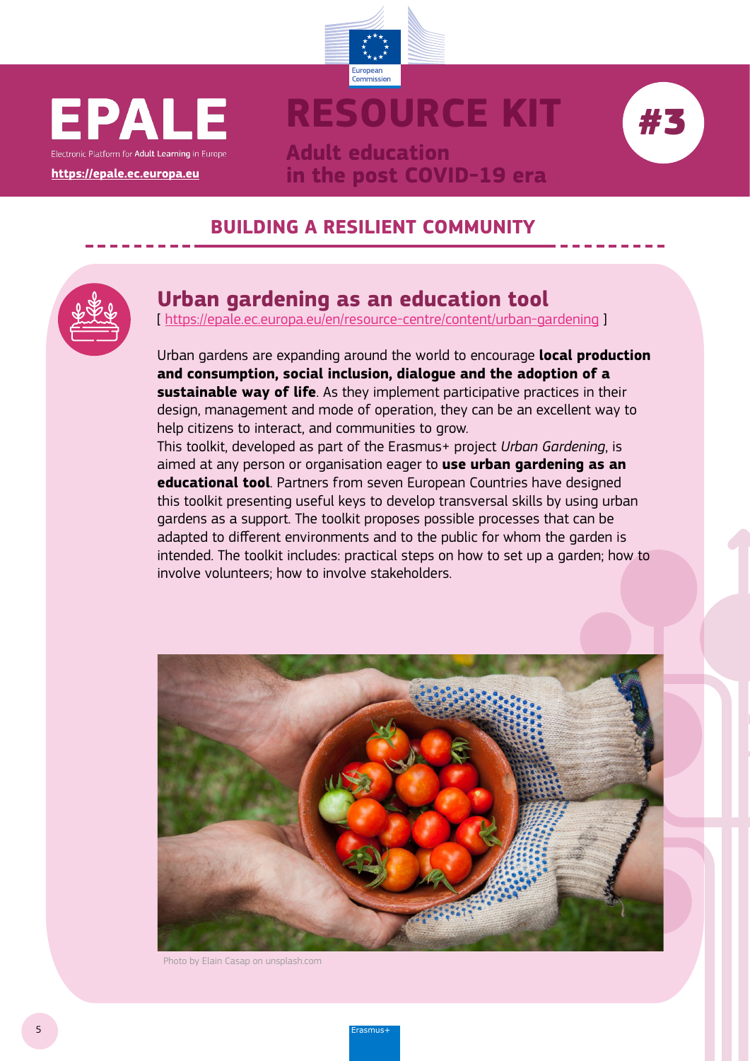## BUILDING A RESILIENT COMMUNITY

### Urban gardening as an education tool

[ https://epale.ec.europa.eu/en/resource-centre/content/urban-gardening ]

Urban gardens are expanding around the world to encourage **local production and consumption, social inclusion, dialogue and the adoption of a sustainable way of life**. As they implement participative practices in their design, management and mode of operation, they can be an excellent way to help citizens to interact, and communities to grow.

This toolkit, developed as part of the Erasmus+ project *Urban Gardening*, is aimed at any person or organisation eager to **use urban gardening as an educational tool**. Partners from seven European Countries have designed this toolkit presenting useful keys to develop transversal skills by using urban gardens as a support. The toolkit proposes possible processes that can be adapted to different environments and to the public for whom the garden is intended. The toolkit includes: practical steps on how to set up a garden; how to involve volunteers; how to involve stakeholders.

Photo by Elain Casap on unsplash.com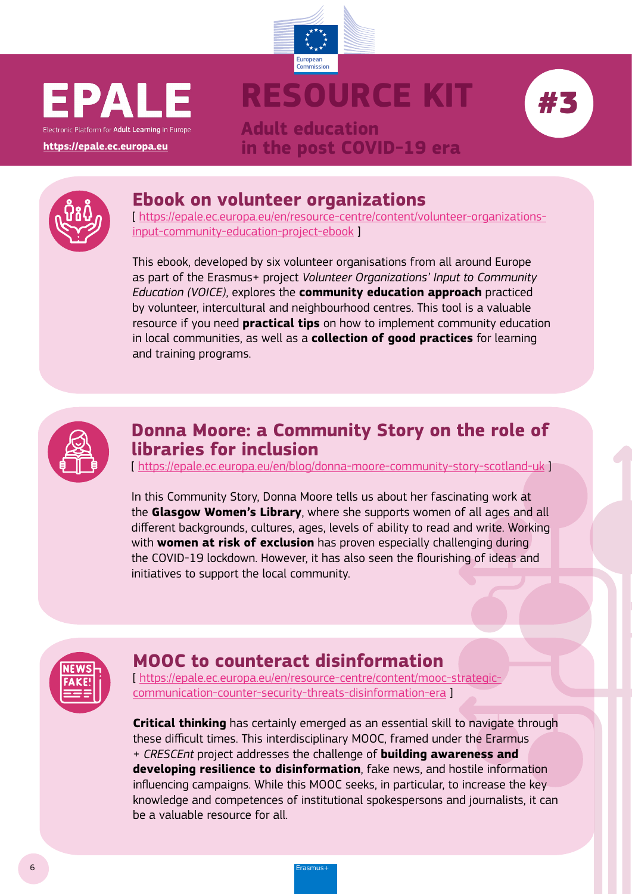# EPALE

Electronic Platform for Adult Learning in Europe

https://epale.ec.europa.eu

# RESOURCE KIT #3

## Adult education in the post COVID-19 era

## Ebook on volunteer organizations

[ https://epale.ec.europa.eu/en/resource-centre/content/volunteer-organizations-input-community-education-project-ebook ]

This ebook, developed by six volunteer organisations from all around Europe as part of the Erasmus+ project *Volunteer Organizations' Input to Community Education (VOICE)*, explores the **community education approach** practiced by volunteer, intercultural and neighbourhood centres. This tool is a valuable resource if you need **practical tips** on how to implement community education in local communities, as well as a **collection of good practices** for learning and training programs.

## Donna Moore: a Community Story on the role of libraries for inclusion

[ https://epale.ec.europa.eu/en/blog/donna-moore-community-story-scotland-uk ]

In this Community Story, Donna Moore tells us about her fascinating work at the **Glasgow Women's Library**, where she supports women of all ages and all different backgrounds, cultures, ages, levels of ability to read and write. Working with **women at risk of exclusion** has proven especially challenging during the COVID-19 lockdown. However, it has also seen the flourishing of ideas and initiatives to support the local community.

## MOOC to counteract disinformation

[ https://epale.ec.europa.eu/en/resource-centre/content/mooc-strategic-communication-counter-security-threats-disinformation-era ]

**Critical thinking** has certainly emerged as an essential skill to navigate through these difficult times. This interdisciplinary MOOC, framed under the Erarmus + *CRESCEnt* project addresses the challenge of **building awareness and developing resilience to disinformation**, fake news, and hostile information influencing campaigns. While this MOOC seeks, in particular, to increase the key knowledge and competences of institutional spokespersons and journalists, it can be a valuable resource for all.

Erasmus+